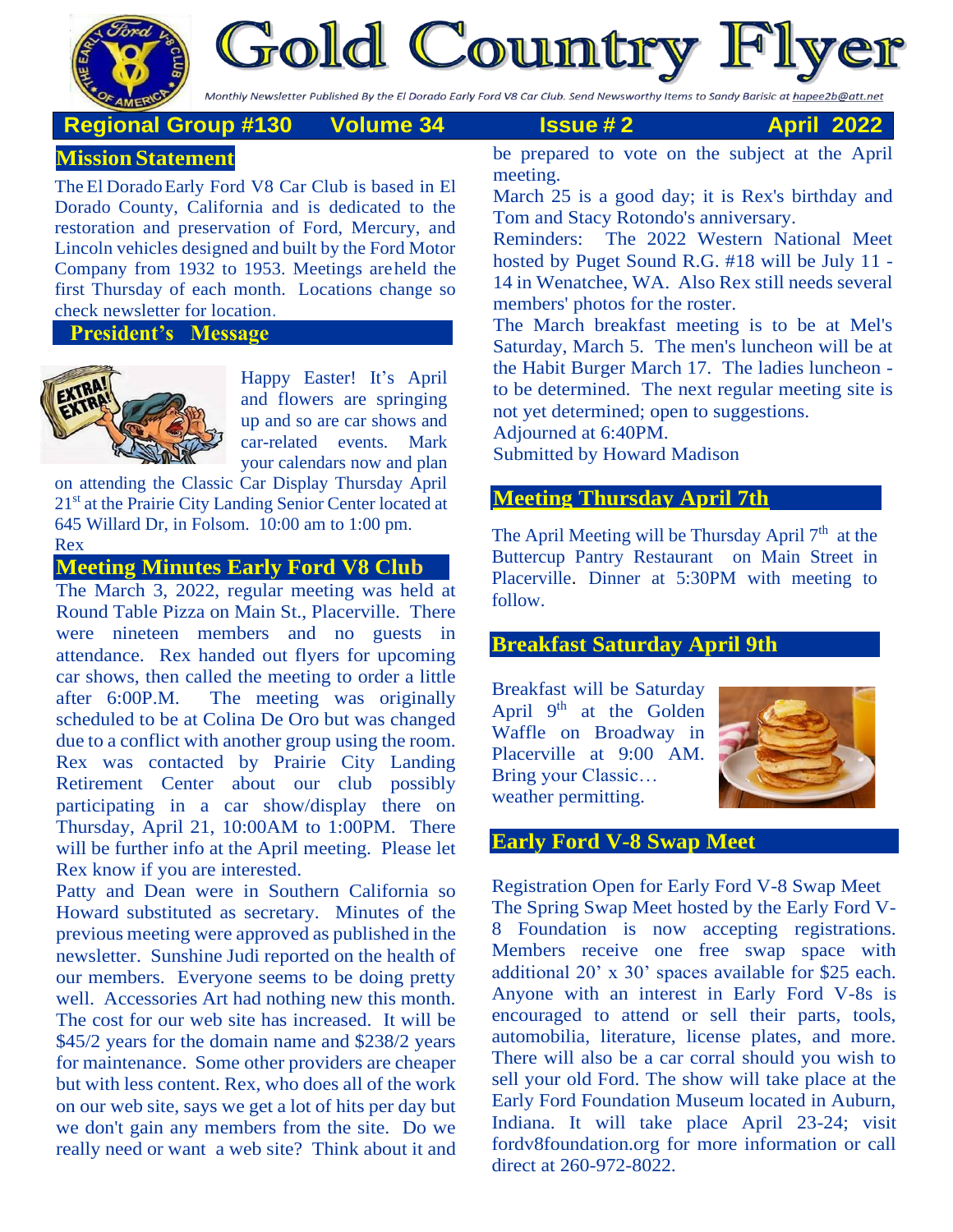# Gold Country Flyer

Monthly Newsletter Published By the El Dorado Early Ford V8 Car Club. Send Newsworthy Items to Sandy Barisic at hapee2b@att.net

**Regional Group #130 Volume 34 Issue # 2 April 2022**

## Mission Statement

The El Dorado Early Ford V8 Car Club is based in El Dorado County, California and is dedicated to the restoration and preservation of Ford, Mercury, and Lincoln vehicles designed and built by the Ford Motor Company from 1932 to 1953. Meetings are held the first Thursday of each month. Locations change so check newsletter for location.

## President's Message

Happy Easter! It's April and flowers are springing up and so are car shows and car-related events. Mark your calendars now and plan on attending the Classic Car Display Thursday April 21st at the Prairie City Landing Senior Center located at 645 Willard Dr, in Folsom. 10:00 am to 1:00 pm.
Rex

## Meeting Minutes Early Ford V8 Club

The March 3, 2022, regular meeting was held at Round Table Pizza on Main St., Placerville. There were nineteen members and no guests in attendance. Rex handed out flyers for upcoming car shows, then called the meeting to order a little after 6:00P.M. The meeting was originally scheduled to be at Colina De Oro but was changed due to a conflict with another group using the room. Rex was contacted by Prairie City Landing Retirement Center about our club possibly participating in a car show/display there on Thursday, April 21, 10:00AM to 1:00PM. There will be further info at the April meeting. Please let Rex know if you are interested.

Patty and Dean were in Southern California so Howard substituted as secretary. Minutes of the previous meeting were approved as published in the newsletter. Sunshine Judi reported on the health of our members. Everyone seems to be doing pretty well. Accessories Art had nothing new this month. The cost for our web site has increased. It will be $45/2 years for the domain name and $238/2 years for maintenance. Some other providers are cheaper but with less content. Rex, who does all of the work on our web site, says we get a lot of hits per day but we don't gain any members from the site. Do we really need or want a web site? Think about it and be prepared to vote on the subject at the April meeting.

March 25 is a good day; it is Rex's birthday and Tom and Stacy Rotondo's anniversary.

Reminders: The 2022 Western National Meet hosted by Puget Sound R.G. #18 will be July 11 - 14 in Wenatchee, WA. Also Rex still needs several members' photos for the roster.

The March breakfast meeting is to be at Mel's Saturday, March 5. The men's luncheon will be at the Habit Burger March 17. The ladies luncheon - to be determined. The next regular meeting site is not yet determined; open to suggestions.

Adjourned at 6:40PM.

Submitted by Howard Madison

## Meeting Thursday April 7th

The April Meeting will be Thursday April 7th at the Buttercup Pantry Restaurant on Main Street in Placerville. Dinner at 5:30PM with meeting to follow.

## Breakfast Saturday April 9th

Breakfast will be Saturday April 9th at the Golden Waffle on Broadway in Placerville at 9:00 AM. Bring your Classic… weather permitting.

## Early Ford V-8 Swap Meet

Registration Open for Early Ford V-8 Swap Meet

The Spring Swap Meet hosted by the Early Ford V-8 Foundation is now accepting registrations. Members receive one free swap space with additional 20' x 30' spaces available for $25 each. Anyone with an interest in Early Ford V-8s is encouraged to attend or sell their parts, tools, automobilia, literature, license plates, and more. There will also be a car corral should you wish to sell your old Ford. The show will take place at the Early Ford Foundation Museum located in Auburn, Indiana. It will take place April 23-24; visit fordv8foundation.org for more information or call direct at 260-972-8022.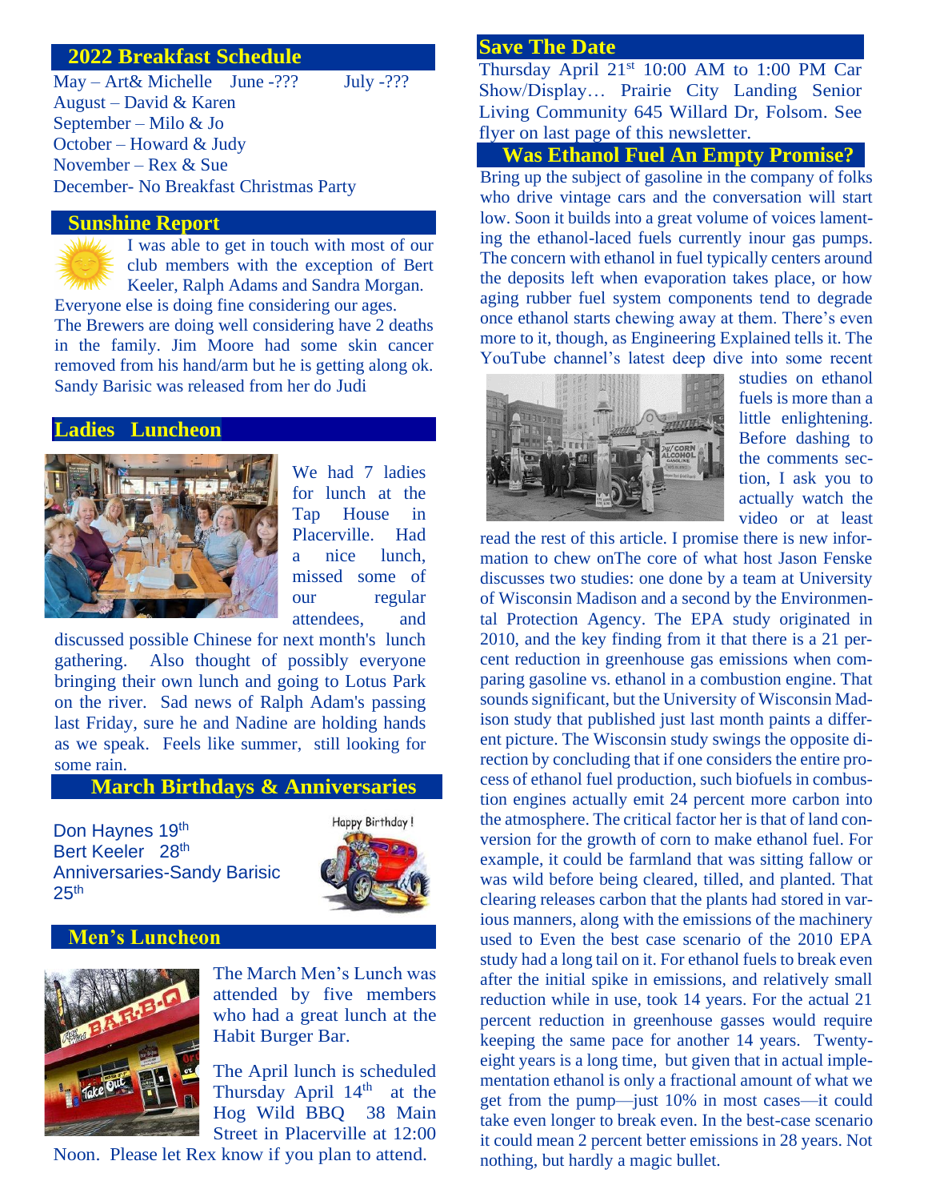## 2022 Breakfast Schedule

May – Art& Michelle June -??? July -???
August – David & Karen
September – Milo & Jo
October – Howard & Judy
November – Rex & Sue
December- No Breakfast Christmas Party

## Sunshine Report

I was able to get in touch with most of our club members with the exception of Bert Keeler, Ralph Adams and Sandra Morgan. Everyone else is doing fine considering our ages. The Brewers are doing well considering have 2 deaths in the family. Jim Moore had some skin cancer removed from his hand/arm but he is getting along ok. Sandy Barisic was released from her do Judi

## Ladies Luncheon

We had 7 ladies for lunch at the Tap House in Placerville. Had a nice lunch, missed some of our regular attendees, and discussed possible Chinese for next month's lunch gathering. Also thought of possibly everyone bringing their own lunch and going to Lotus Park on the river. Sad news of Ralph Adam's passing last Friday, sure he and Nadine are holding hands as we speak. Feels like summer, still looking for some rain.

## March Birthdays & Anniversaries

Don Haynes 19th
Bert Keeler 28th
Anniversaries-Sandy Barisic 25th

## Men's Luncheon

The March Men's Lunch was attended by five members who had a great lunch at the Habit Burger Bar.

The April lunch is scheduled Thursday April 14th at the Hog Wild BBQ 38 Main Street in Placerville at 12:00 Noon. Please let Rex know if you plan to attend.

## Save The Date

Thursday April 21st 10:00 AM to 1:00 PM Car Show/Display… Prairie City Landing Senior Living Community 645 Willard Dr, Folsom. See flyer on last page of this newsletter.

## Was Ethanol Fuel An Empty Promise?

Bring up the subject of gasoline in the company of folks who drive vintage cars and the conversation will start low. Soon it builds into a great volume of voices lamenting the ethanol-laced fuels currently inour gas pumps. The concern with ethanol in fuel typically centers around the deposits left when evaporation takes place, or how aging rubber fuel system components tend to degrade once ethanol starts chewing away at them. There's even more to it, though, as Engineering Explained tells it. The YouTube channel's latest deep dive into some recent studies on ethanol fuels is more than a little enlightening. Before dashing to the comments section, I ask you to actually watch the video or at least read the rest of this article. I promise there is new information to chew onThe core of what host Jason Fenske discusses two studies: one done by a team at University of Wisconsin Madison and a second by the Environmental Protection Agency. The EPA study originated in 2010, and the key finding from it that there is a 21 percent reduction in greenhouse gas emissions when comparing gasoline vs. ethanol in a combustion engine. That sounds significant, but the University of Wisconsin Madison study that published just last month paints a different picture. The Wisconsin study swings the opposite direction by concluding that if one considers the entire process of ethanol fuel production, such biofuels in combustion engines actually emit 24 percent more carbon into the atmosphere. The critical factor her is that of land conversion for the growth of corn to make ethanol fuel. For example, it could be farmland that was sitting fallow or was wild before being cleared, tilled, and planted. That clearing releases carbon that the plants had stored in various manners, along with the emissions of the machinery used to Even the best case scenario of the 2010 EPA study had a long tail on it. For ethanol fuels to break even after the initial spike in emissions, and relatively small reduction while in use, took 14 years. For the actual 21 percent reduction in greenhouse gasses would require keeping the same pace for another 14 years. Twenty-eight years is a long time, but given that in actual implementation ethanol is only a fractional amount of what we get from the pump—just 10% in most cases—it could take even longer to break even. In the best-case scenario it could mean 2 percent better emissions in 28 years. Not nothing, but hardly a magic bullet.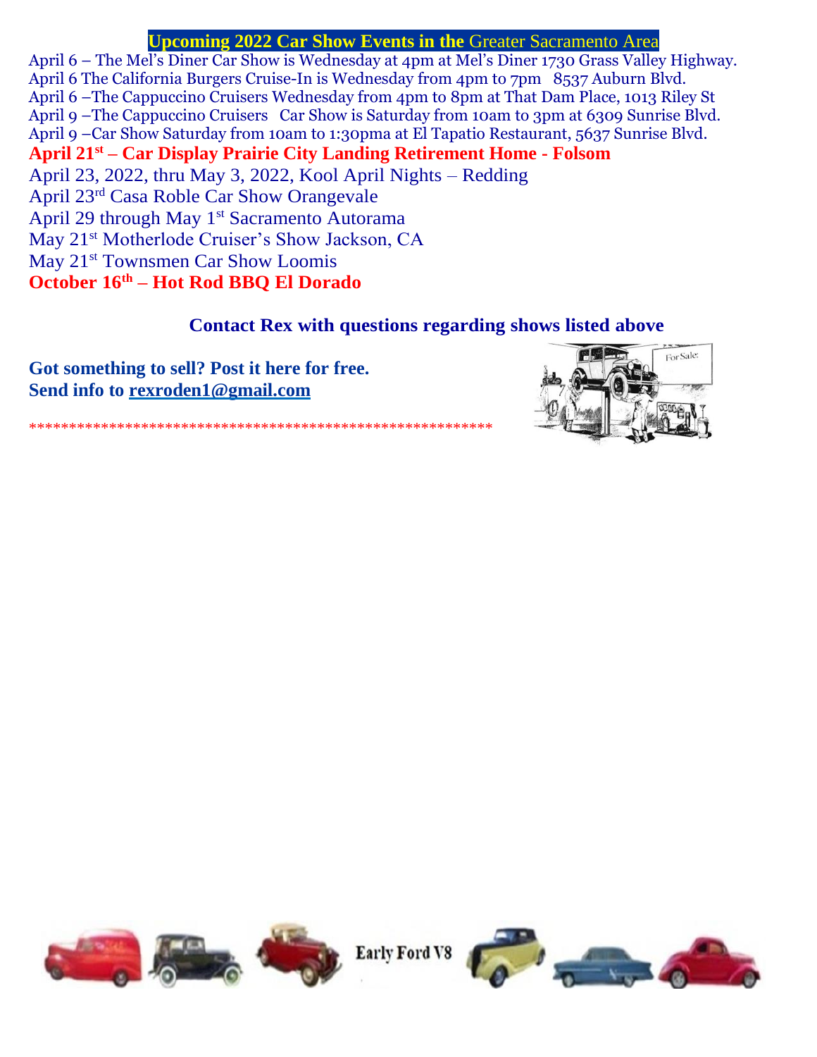## Upcoming 2022 Car Show Events in the Greater Sacramento Area

April 6 – The Mel's Diner Car Show is Wednesday at 4pm at Mel's Diner 1730 Grass Valley Highway.
April 6 The California Burgers Cruise-In is Wednesday from 4pm to 7pm 8537 Auburn Blvd.
April 6 –The Cappuccino Cruisers Wednesday from 4pm to 8pm at That Dam Place, 1013 Riley St
April 9 –The Cappuccino Cruisers Car Show is Saturday from 10am to 3pm at 6309 Sunrise Blvd.
April 9 –Car Show Saturday from 10am to 1:30pma at El Tapatio Restaurant, 5637 Sunrise Blvd.
**April 21st – Car Display Prairie City Landing Retirement Home - Folsom**
April 23, 2022, thru May 3, 2022, Kool April Nights – Redding
April 23rd Casa Roble Car Show Orangevale
April 29 through May 1st Sacramento Autorama
May 21st Motherlode Cruiser's Show Jackson, CA
May 21st Townsmen Car Show Loomis
**October 16th – Hot Rod BBQ El Dorado**

**Contact Rex with questions regarding shows listed above**

**Got something to sell? Post it here for free.**
**Send info to rexroden1@gmail.com**

*********************************************************

Early Ford V8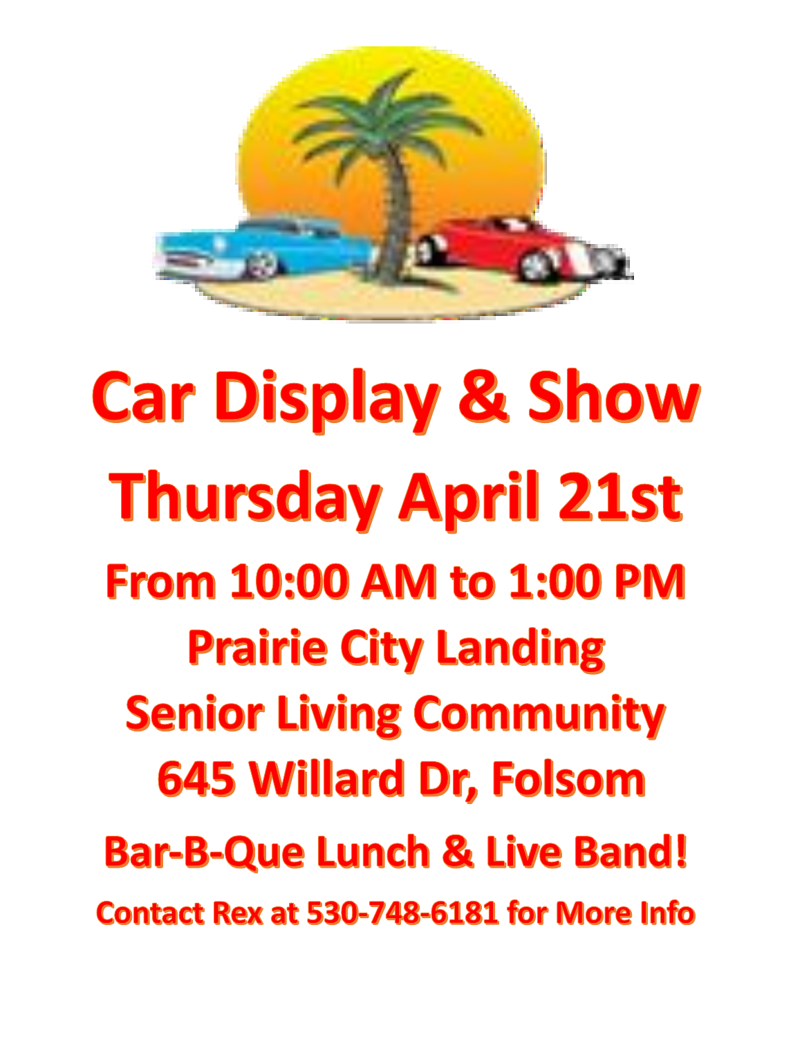# Car Display & Show

# Thursday April 21st

## From 10:00 AM to 1:00 PM

## Prairie City Landing

## Senior Living Community

## 645 Willard Dr, Folsom

### Bar-B-Que Lunch & Live Band!

**Contact Rex at 530-748-6181 for More Info**